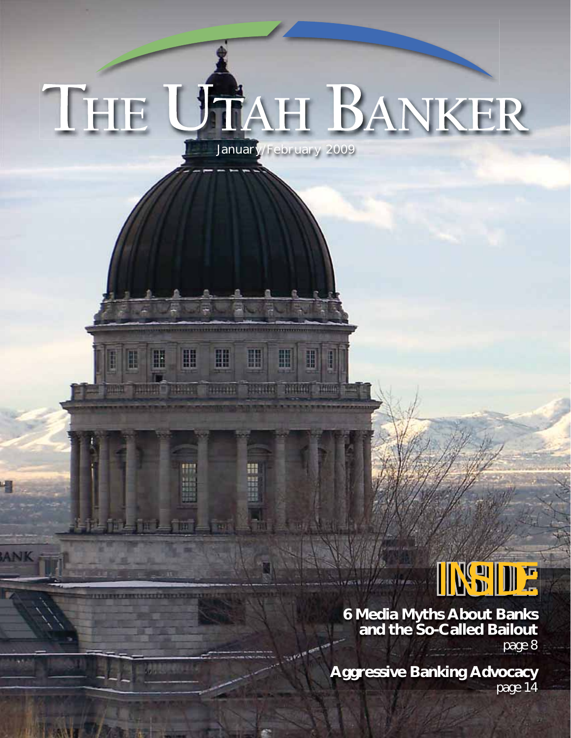# THE UTAH BANKER

January/February 2009

## INSIDE

**6 Media Myths About Banks and the So-Called Bailout**
page 8

**Aggressive Banking Advocacy**
page 14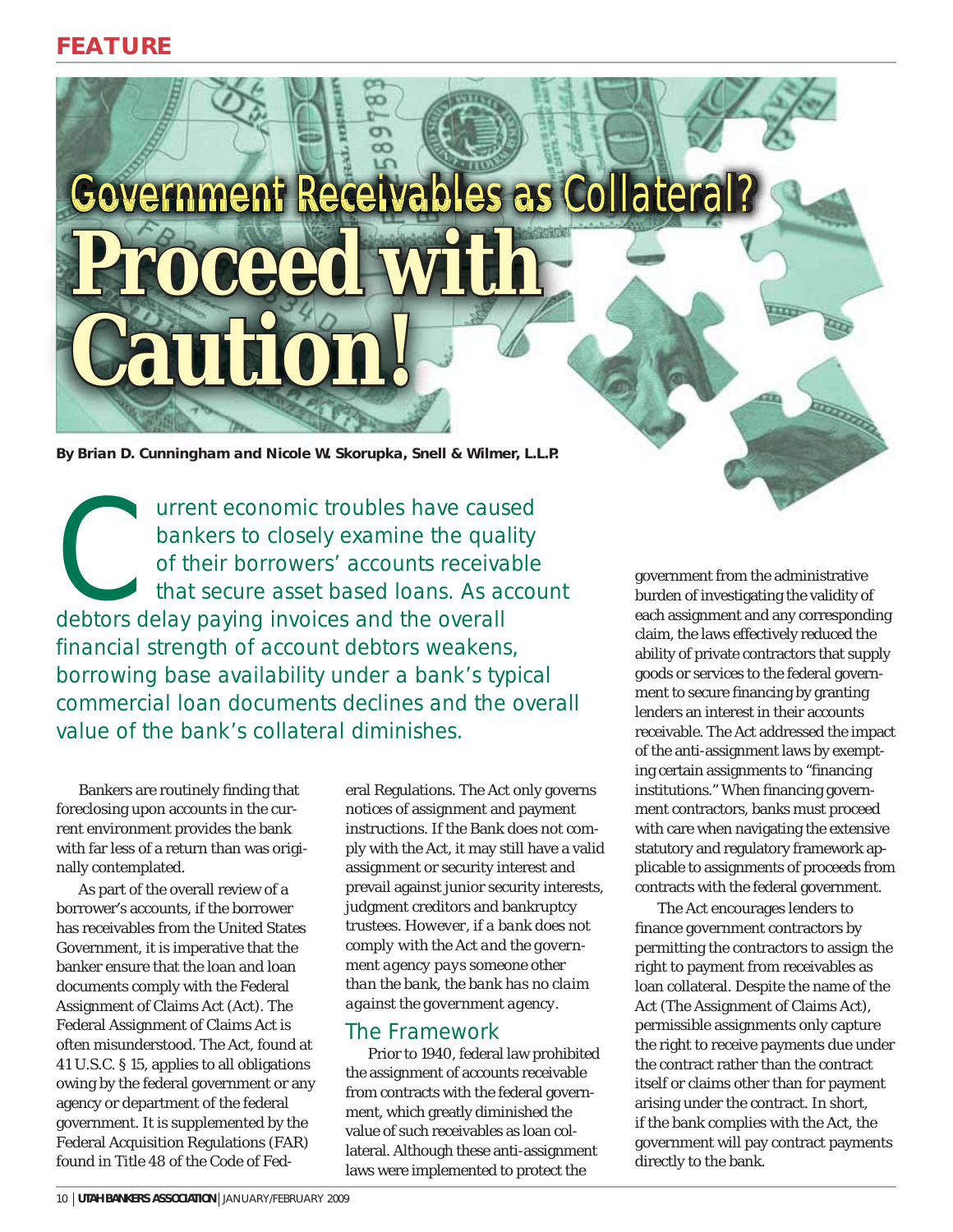FEATURE

# Government Receivables as Collateral? Proceed with Caution!

**By Brian D. Cunningham and Nicole W. Skorupka, Snell & Wilmer, L.L.P.**

Current economic troubles have caused bankers to closely examine the quality of their borrowers' accounts receivable that secure asset based loans. As account debtors delay paying invoices and the overall financial strength of account debtors weakens, borrowing base availability under a bank's typical commercial loan documents declines and the overall value of the bank's collateral diminishes.

Bankers are routinely finding that foreclosing upon accounts in the current environment provides the bank with far less of a return than was originally contemplated.

As part of the overall review of a borrower's accounts, if the borrower has receivables from the United States Government, it is imperative that the banker ensure that the loan and loan documents comply with the Federal Assignment of Claims Act (Act). The Federal Assignment of Claims Act is often misunderstood. The Act, found at 41 U.S.C. § 15, applies to all obligations owing by the federal government or any agency or department of the federal government. It is supplemented by the Federal Acquisition Regulations (FAR) found in Title 48 of the Code of Federal Regulations. The Act only governs notices of assignment and payment instructions. If the Bank does not comply with the Act, it may still have a valid assignment or security interest and prevail against junior security interests, judgment creditors and bankruptcy trustees. *However, if a bank does not comply with the Act and the government agency pays someone other than the bank, the bank has no claim against the government agency.*

## The Framework

Prior to 1940, federal law prohibited the assignment of accounts receivable from contracts with the federal government, which greatly diminished the value of such receivables as loan collateral. Although these anti-assignment laws were implemented to protect the government from the administrative burden of investigating the validity of each assignment and any corresponding claim, the laws effectively reduced the ability of private contractors that supply goods or services to the federal government to secure financing by granting lenders an interest in their accounts receivable. The Act addressed the impact of the anti-assignment laws by exempting certain assignments to "financing institutions." When financing government contractors, banks must proceed with care when navigating the extensive statutory and regulatory framework applicable to assignments of proceeds from contracts with the federal government.

The Act encourages lenders to finance government contractors by permitting the contractors to assign the right to payment from receivables as loan collateral. Despite the name of the Act (The Assignment of Claims Act), permissible assignments only capture the right to receive payments due under the contract rather than the contract itself or claims other than for payment arising under the contract. In short, if the bank complies with the Act, the government will pay contract payments directly to the bank.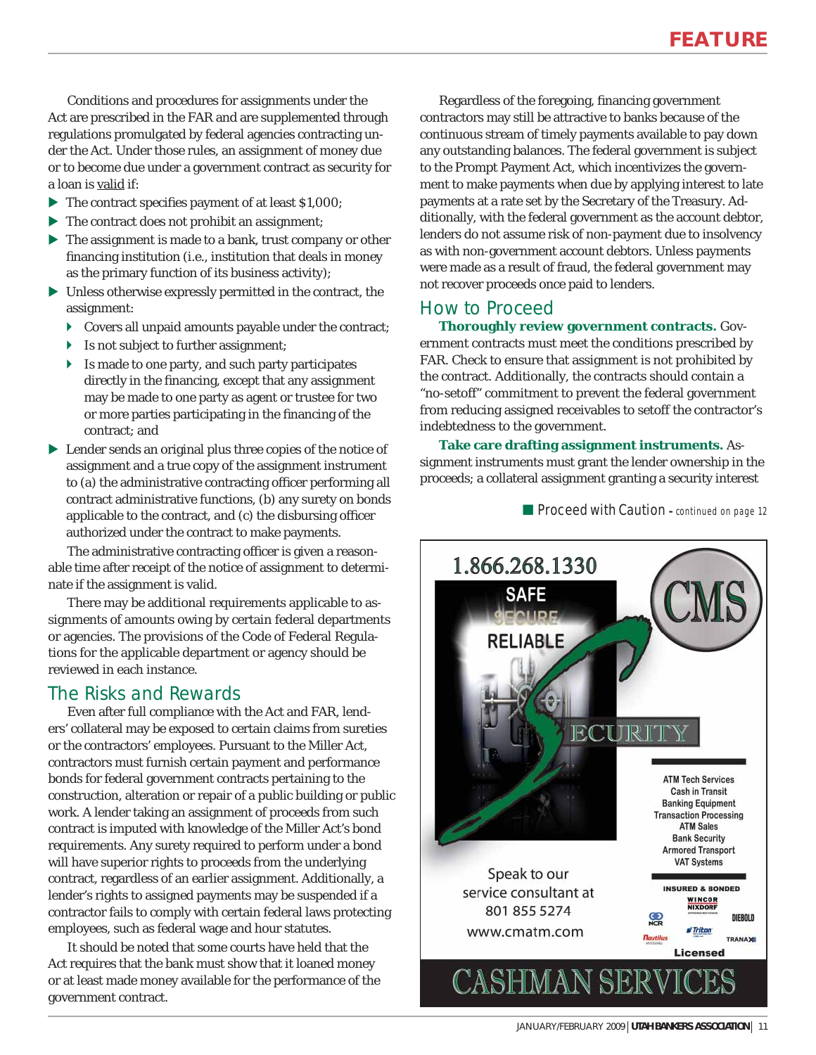Conditions and procedures for assignments under the Act are prescribed in the FAR and are supplemented through regulations promulgated by federal agencies contracting under the Act. Under those rules, an assignment of money due or to become due under a government contract as security for a loan is valid if:

- The contract specifies payment of at least $1,000;
- The contract does not prohibit an assignment;
- The assignment is made to a bank, trust company or other financing institution (i.e., institution that deals in money as the primary function of its business activity);
- Unless otherwise expressly permitted in the contract, the assignment:
  - Covers all unpaid amounts payable under the contract;
  - Is not subject to further assignment;
  - Is made to one party, and such party participates directly in the financing, except that any assignment may be made to one party as agent or trustee for two or more parties participating in the financing of the contract; and
- Lender sends an original plus three copies of the notice of assignment and a true copy of the assignment instrument to (a) the administrative contracting officer performing all contract administrative functions, (b) any surety on bonds applicable to the contract, and (c) the disbursing officer authorized under the contract to make payments.

The administrative contracting officer is given a reasonable time after receipt of the notice of assignment to determinate if the assignment is valid.

There may be additional requirements applicable to assignments of amounts owing by certain federal departments or agencies. The provisions of the Code of Federal Regulations for the applicable department or agency should be reviewed in each instance.

## The Risks and Rewards

Even after full compliance with the Act and FAR, lenders' collateral may be exposed to certain claims from sureties or the contractors' employees. Pursuant to the Miller Act, contractors must furnish certain payment and performance bonds for federal government contracts pertaining to the construction, alteration or repair of a public building or public work. A lender taking an assignment of proceeds from such contract is imputed with knowledge of the Miller Act's bond requirements. Any surety required to perform under a bond will have superior rights to proceeds from the underlying contract, regardless of an earlier assignment. Additionally, a lender's rights to assigned payments may be suspended if a contractor fails to comply with certain federal laws protecting employees, such as federal wage and hour statutes.

It should be noted that some courts have held that the Act requires that the bank must show that it loaned money or at least made money available for the performance of the government contract.

Regardless of the foregoing, financing government contractors may still be attractive to banks because of the continuous stream of timely payments available to pay down any outstanding balances. The federal government is subject to the Prompt Payment Act, which incentivizes the government to make payments when due by applying interest to late payments at a rate set by the Secretary of the Treasury. Additionally, with the federal government as the account debtor, lenders do not assume risk of non-payment due to insolvency as with non-government account debtors. Unless payments were made as a result of fraud, the federal government may not recover proceeds once paid to lenders.

## How to Proceed

**Thoroughly review government contracts.** Government contracts must meet the conditions prescribed by FAR. Check to ensure that assignment is not prohibited by the contract. Additionally, the contracts should contain a "no-setoff" commitment to prevent the federal government from reducing assigned receivables to setoff the contractor's indebtedness to the government.

**Take care drafting assignment instruments.** Assignment instruments must grant the lender ownership in the proceeds; a collateral assignment granting a security interest

Proceed with Caution – *continued on page 12*

1.866.268.1330

SAFE SECURE RELIABLE

CMS

SECURITY

ATM Tech Services
Cash in Transit
Banking Equipment
Transaction Processing
ATM Sales
Bank Security
Armored Transport
VAT Systems

INSURED & BONDED

Wincor Nixdorf · Diebold · NCR · Triton · Nautilus · Tranax

Licensed

Speak to our service consultant at 801 855 5274
www.cmatm.com

CASHMAN SERVICES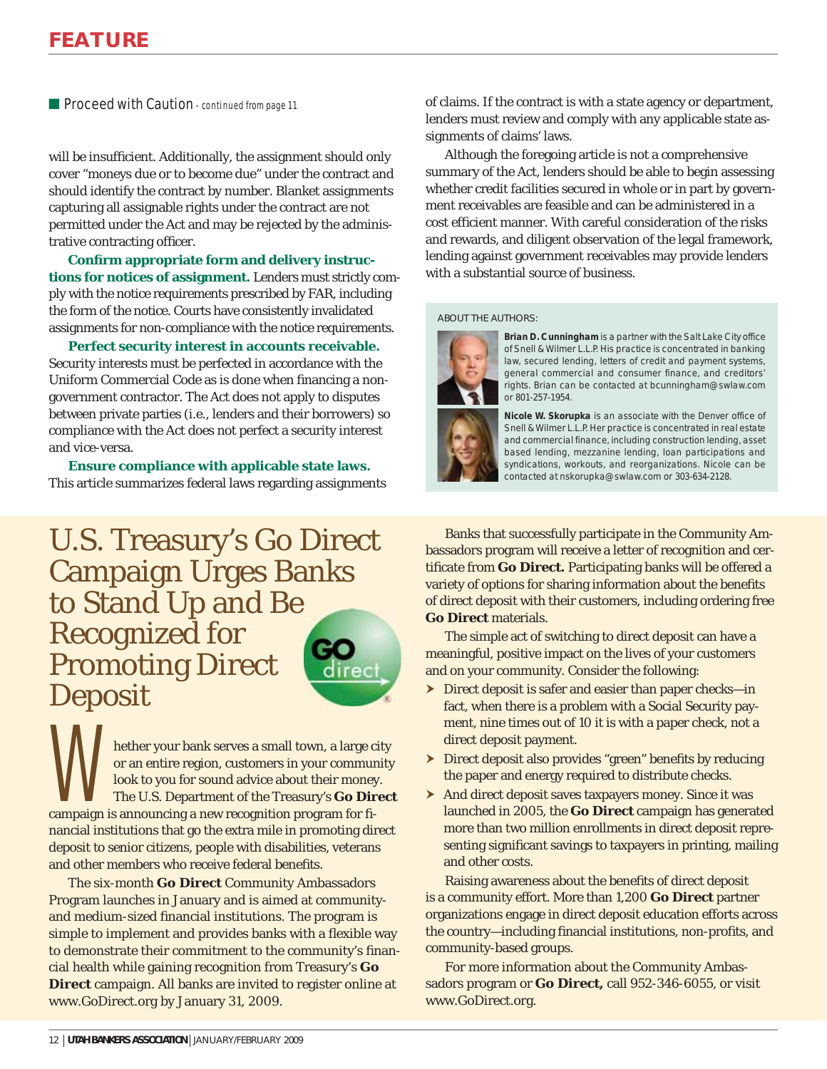FEATURE

■ Proceed with Caution - *continued from page 11*

will be insufficient. Additionally, the assignment should only cover "moneys due or to become due" under the contract and should identify the contract by number. Blanket assignments capturing all assignable rights under the contract are not permitted under the Act and may be rejected by the administrative contracting officer.

**Confirm appropriate form and delivery instructions for notices of assignment.** Lenders must strictly comply with the notice requirements prescribed by FAR, including the form of the notice. Courts have consistently invalidated assignments for non-compliance with the notice requirements.

**Perfect security interest in accounts receivable.** Security interests must be perfected in accordance with the Uniform Commercial Code as is done when financing a non-government contractor. The Act does not apply to disputes between private parties (i.e., lenders and their borrowers) so compliance with the Act does not perfect a security interest and vice-versa.

**Ensure compliance with applicable state laws.** This article summarizes federal laws regarding assignments of claims. If the contract is with a state agency or department, lenders must review and comply with any applicable state assignments of claims' laws.

Although the foregoing article is not a comprehensive summary of the Act, lenders should be able to begin assessing whether credit facilities secured in whole or in part by government receivables are feasible and can be administered in a cost efficient manner. With careful consideration of the risks and rewards, and diligent observation of the legal framework, lending against government receivables may provide lenders with a substantial source of business.

ABOUT THE AUTHORS:

**Brian D. Cunningham** is a partner with the Salt Lake City office of Snell & Wilmer L.L.P. His practice is concentrated in banking law, secured lending, letters of credit and payment systems, general commercial and consumer finance, and creditors' rights. Brian can be contacted at bcunningham@swlaw.com or 801-257-1954.

**Nicole W. Skorupka** is an associate with the Denver office of Snell & Wilmer L.L.P. Her practice is concentrated in real estate and commercial finance, including construction lending, asset based lending, mezzanine lending, loan participations and syndications, workouts, and reorganizations. Nicole can be contacted at nskorupka@swlaw.com or 303-634-2128.

# U.S. Treasury's Go Direct Campaign Urges Banks to Stand Up and Be Recognized for Promoting Direct Deposit

Whether your bank serves a small town, a large city or an entire region, customers in your community look to you for sound advice about their money. The U.S. Department of the Treasury's **Go Direct** campaign is announcing a new recognition program for financial institutions that go the extra mile in promoting direct deposit to senior citizens, people with disabilities, veterans and other members who receive federal benefits.

The six-month **Go Direct** Community Ambassadors Program launches in January and is aimed at community- and medium-sized financial institutions. The program is simple to implement and provides banks with a flexible way to demonstrate their commitment to the community's financial health while gaining recognition from Treasury's **Go Direct** campaign. All banks are invited to register online at www.GoDirect.org by January 31, 2009.

Banks that successfully participate in the Community Ambassadors program will receive a letter of recognition and certificate from **Go Direct.** Participating banks will be offered a variety of options for sharing information about the benefits of direct deposit with their customers, including ordering free **Go Direct** materials.

The simple act of switching to direct deposit can have a meaningful, positive impact on the lives of your customers and on your community. Consider the following:

- Direct deposit is safer and easier than paper checks—in fact, when there is a problem with a Social Security payment, nine times out of 10 it is with a paper check, not a direct deposit payment.
- Direct deposit also provides "green" benefits by reducing the paper and energy required to distribute checks.
- And direct deposit saves taxpayers money. Since it was launched in 2005, the **Go Direct** campaign has generated more than two million enrollments in direct deposit representing significant savings to taxpayers in printing, mailing and other costs.

Raising awareness about the benefits of direct deposit is a community effort. More than 1,200 **Go Direct** partner organizations engage in direct deposit education efforts across the country—including financial institutions, non-profits, and community-based groups.

For more information about the Community Ambassadors program or **Go Direct,** call 952-346-6055, or visit www.GoDirect.org.